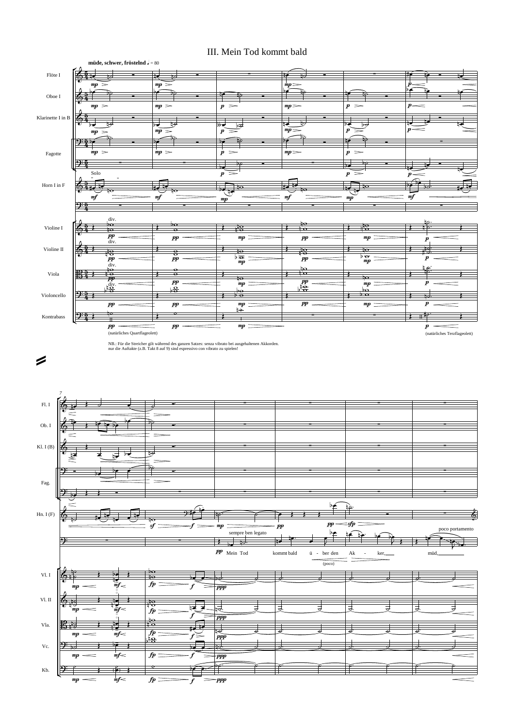# III. Mein Tod kommt bald

NB.: Für die Streicher gilt während des ganzen Satzes: senza vibrato bei ausgehaltenen Akkorden.
nur die Auftakte (z.B. Takt 8 auf 9) sind espressivo con vibrato zu spielen!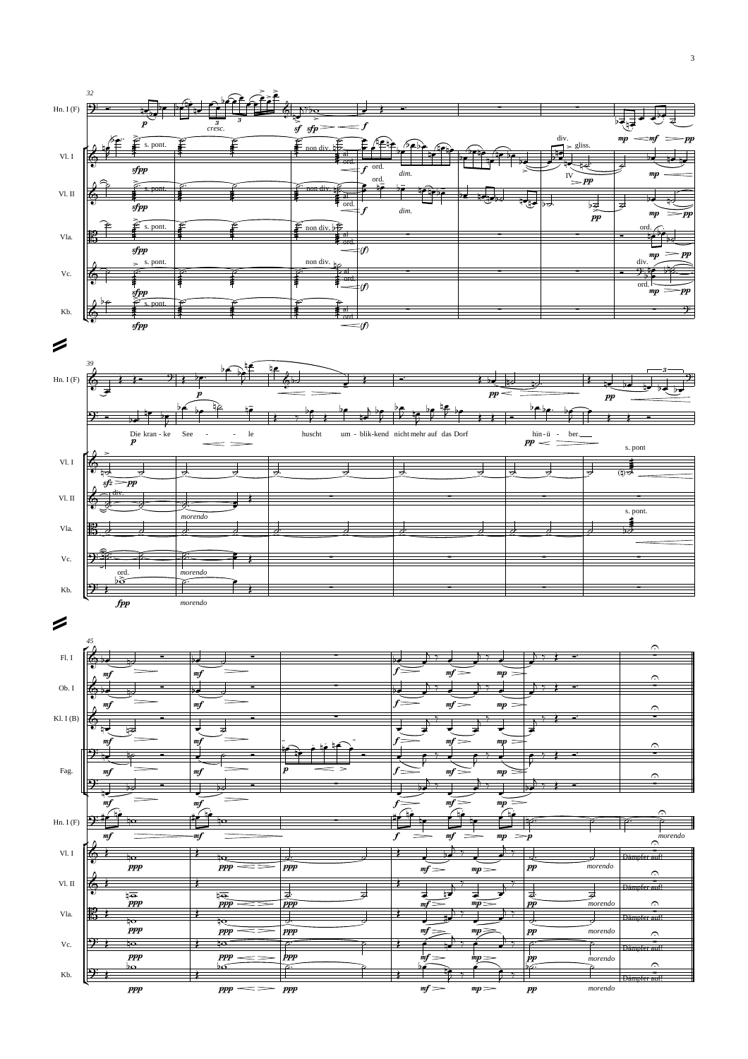Die kran - ke See - le huscht um - blik - kend nicht mehr auf das Dorf hin - ü - ber.